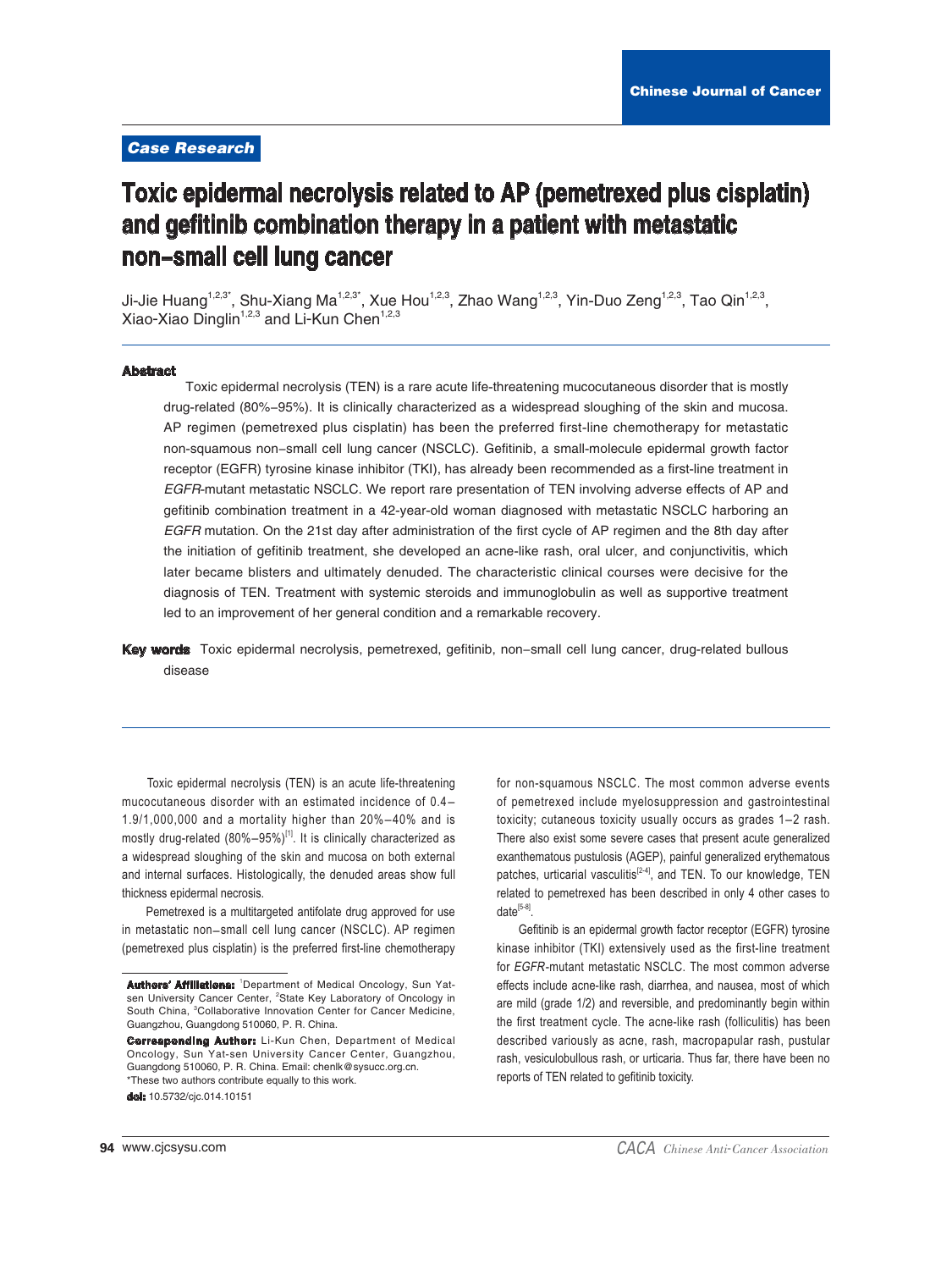**Case Research**

# Toxic epidermal necrolysis related to AP (pemetrexed plus cisplatin) and gefitinib combination therapy in a patient with metastatic non-small cell lung cancer

Ji-Jie Huang[1,2,3*], Shu-Xiang Ma[1,2,3*], Xue Hou[1,2,3], Zhao Wang[1,2,3], Yin-Duo Zeng[1,2,3], Tao Qin[1,2,3], Xiao-Xiao Dinglin[1,2,3] and Li-Kun Chen[1,2,3]

## Abstract

Toxic epidermal necrolysis (TEN) is a rare acute life-threatening mucocutaneous disorder that is mostly drug-related (80%–95%). It is clinically characterized as a widespread sloughing of the skin and mucosa. AP regimen (pemetrexed plus cisplatin) has been the preferred first-line chemotherapy for metastatic non-squamous non-small cell lung cancer (NSCLC). Gefitinib, a small-molecule epidermal growth factor receptor (EGFR) tyrosine kinase inhibitor (TKI), has already been recommended as a first-line treatment in *EGFR*-mutant metastatic NSCLC. We report rare presentation of TEN involving adverse effects of AP and gefitinib combination treatment in a 42-year-old woman diagnosed with metastatic NSCLC harboring an *EGFR* mutation. On the 21st day after administration of the first cycle of AP regimen and the 8th day after the initiation of gefitinib treatment, she developed an acne-like rash, oral ulcer, and conjunctivitis, which later became blisters and ultimately denuded. The characteristic clinical courses were decisive for the diagnosis of TEN. Treatment with systemic steroids and immunoglobulin as well as supportive treatment led to an improvement of her general condition and a remarkable recovery.

**Key words** Toxic epidermal necrolysis, pemetrexed, gefitinib, non-small cell lung cancer, drug-related bullous disease

Toxic epidermal necrolysis (TEN) is an acute life-threatening mucocutaneous disorder with an estimated incidence of 0.4–1.9/1,000,000 and a mortality higher than 20%–40% and is mostly drug-related (80%–95%)[1]. It is clinically characterized as a widespread sloughing of the skin and mucosa on both external and internal surfaces. Histologically, the denuded areas show full thickness epidermal necrosis.

Pemetrexed is a multitargeted antifolate drug approved for use in metastatic non-small cell lung cancer (NSCLC). AP regimen (pemetrexed plus cisplatin) is the preferred first-line chemotherapy for non-squamous NSCLC. The most common adverse events of pemetrexed include myelosuppression and gastrointestinal toxicity; cutaneous toxicity usually occurs as grades 1–2 rash. There also exist some severe cases that present acute generalized exanthematous pustulosis (AGEP), painful generalized erythematous patches, urticarial vasculitis[2-4], and TEN. To our knowledge, TEN related to pemetrexed has been described in only 4 other cases to date[5-8].

Gefitinib is an epidermal growth factor receptor (EGFR) tyrosine kinase inhibitor (TKI) extensively used as the first-line treatment for *EGFR*-mutant metastatic NSCLC. The most common adverse effects include acne-like rash, diarrhea, and nausea, most of which are mild (grade 1/2) and reversible, and predominantly begin within the first treatment cycle. The acne-like rash (folliculitis) has been described variously as acne, rash, macropapular rash, pustular rash, vesiculobullous rash, or urticaria. Thus far, there have been no reports of TEN related to gefitinib toxicity.

**Authors' Affiliations:** [1]Department of Medical Oncology, Sun Yat-sen University Cancer Center, [2]State Key Laboratory of Oncology in South China, [3]Collaborative Innovation Center for Cancer Medicine, Guangzhou, Guangdong 510060, P. R. China.

**Corresponding Author:** Li-Kun Chen, Department of Medical Oncology, Sun Yat-sen University Cancer Center, Guangzhou, Guangdong 510060, P. R. China. Email: chenlk@sysucc.org.cn.

*These two authors contribute equally to this work.

**doi:** 10.5732/cjc.014.10151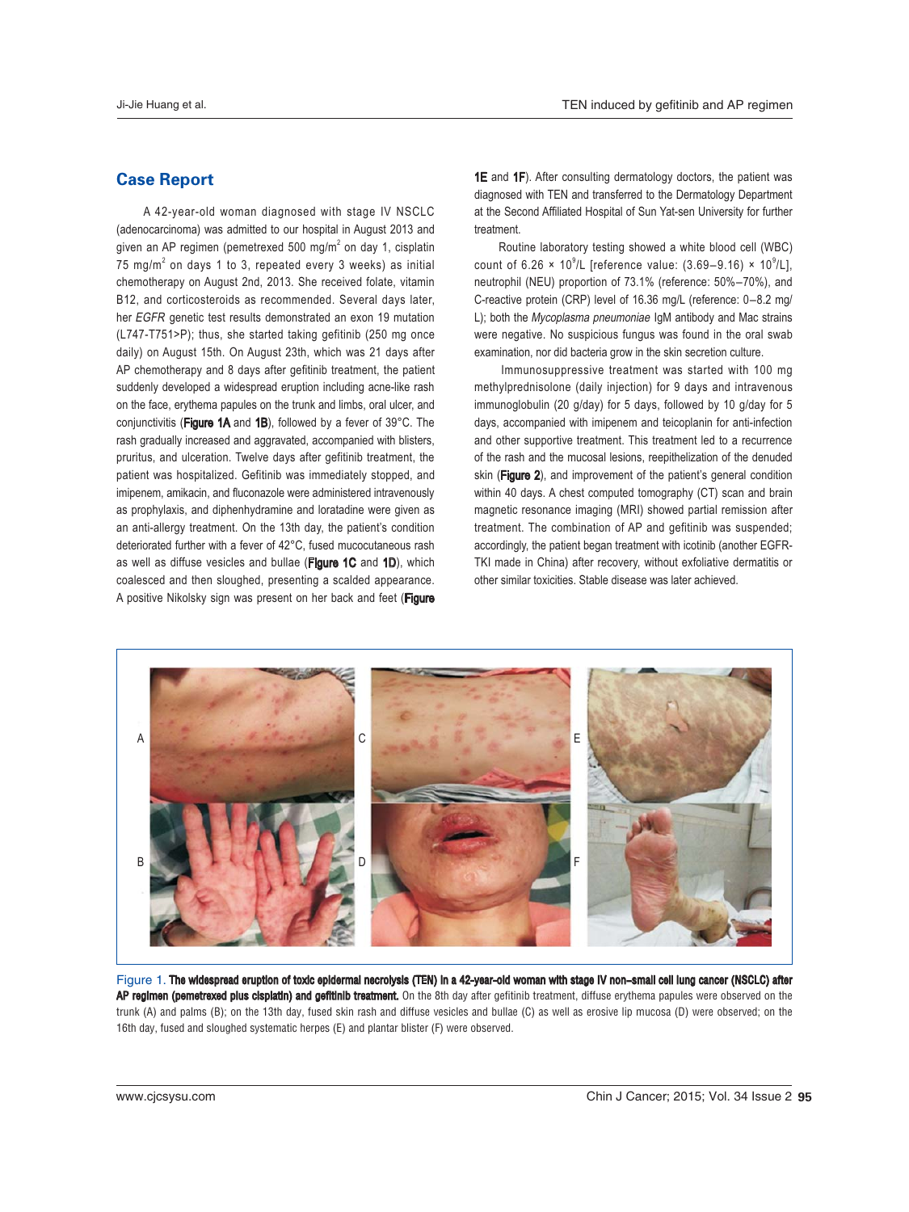## Case Report

A 42-year-old woman diagnosed with stage IV NSCLC (adenocarcinoma) was admitted to our hospital in August 2013 and given an AP regimen (pemetrexed 500 mg/m$^2$ on day 1, cisplatin 75 mg/m$^2$ on days 1 to 3, repeated every 3 weeks) as initial chemotherapy on August 2nd, 2013. She received folate, vitamin B12, and corticosteroids as recommended. Several days later, her *EGFR* genetic test results demonstrated an exon 19 mutation (L747-T751>P); thus, she started taking gefitinib (250 mg once daily) on August 15th. On August 23th, which was 21 days after AP chemotherapy and 8 days after gefitinib treatment, the patient suddenly developed a widespread eruption including acne-like rash on the face, erythema papules on the trunk and limbs, oral ulcer, and conjunctivitis (**Figure 1A** and **1B**), followed by a fever of 39°C. The rash gradually increased and aggravated, accompanied with blisters, pruritus, and ulceration. Twelve days after gefitinib treatment, the patient was hospitalized. Gefitinib was immediately stopped, and imipenem, amikacin, and fluconazole were administered intravenously as prophylaxis, and diphenhydramine and loratadine were given as an anti-allergy treatment. On the 13th day, the patient's condition deteriorated further with a fever of 42°C, fused mucocutaneous rash as well as diffuse vesicles and bullae (**Figure 1C** and **1D**), which coalesced and then sloughed, presenting a scalded appearance. A positive Nikolsky sign was present on her back and feet (**Figure 1E** and **1F**). After consulting dermatology doctors, the patient was diagnosed with TEN and transferred to the Dermatology Department at the Second Affiliated Hospital of Sun Yat-sen University for further treatment.

Routine laboratory testing showed a white blood cell (WBC) count of 6.26 × 10$^9$/L [reference value: (3.69–9.16) × 10$^9$/L], neutrophil (NEU) proportion of 73.1% (reference: 50%–70%), and C-reactive protein (CRP) level of 16.36 mg/L (reference: 0–8.2 mg/L); both the *Mycoplasma pneumoniae* IgM antibody and Mac strains were negative. No suspicious fungus was found in the oral swab examination, nor did bacteria grow in the skin secretion culture.

Immunosuppressive treatment was started with 100 mg methylprednisolone (daily injection) for 9 days and intravenous immunoglobulin (20 g/day) for 5 days, followed by 10 g/day for 5 days, accompanied with imipenem and teicoplanin for anti-infection and other supportive treatment. This treatment led to a recurrence of the rash and the mucosal lesions, reepithelization of the denuded skin (**Figure 2**), and improvement of the patient's general condition within 40 days. A chest computed tomography (CT) scan and brain magnetic resonance imaging (MRI) showed partial remission after treatment. The combination of AP and gefitinib was suspended; accordingly, the patient began treatment with icotinib (another EGFR-TKI made in China) after recovery, without exfoliative dermatitis or other similar toxicities. Stable disease was later achieved.

Figure 1. **The widespread eruption of toxic epidermal necrolysis (TEN) in a 42-year-old woman with stage IV non–small cell lung cancer (NSCLC) after AP regimen (pemetrexed plus cisplatin) and gefitinib treatment.** On the 8th day after gefitinib treatment, diffuse erythema papules were observed on the trunk (A) and palms (B); on the 13th day, fused skin rash and diffuse vesicles and bullae (C) as well as erosive lip mucosa (D) were observed; on the 16th day, fused and sloughed systematic herpes (E) and plantar blister (F) were observed.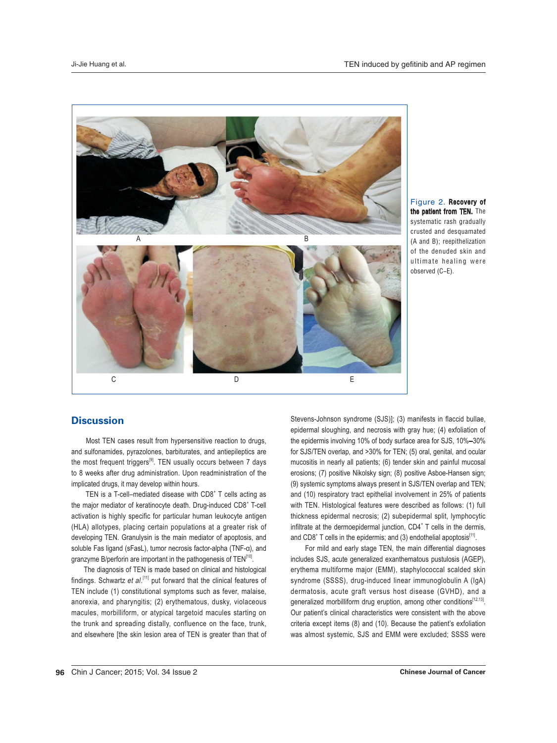Figure 2. **Recovery of the patient from TEN.** The systematic rash gradually crusted and desquamated (A and B); reepithelization of the denuded skin and ultimate healing were observed (C–E).

## Discussion

Most TEN cases result from hypersensitive reaction to drugs, and sulfonamides, pyrazolones, barbiturates, and antiepileptics are the most frequent triggers[9]. TEN usually occurs between 7 days to 8 weeks after drug administration. Upon readministration of the implicated drugs, it may develop within hours.

TEN is a T-cell–mediated disease with $CD8^+$ T cells acting as the major mediator of keratinocyte death. Drug-induced $CD8^+$ T-cell activation is highly specific for particular human leukocyte antigen (HLA) allotypes, placing certain populations at a greater risk of developing TEN. Granulysin is the main mediator of apoptosis, and soluble Fas ligand (sFasL), tumor necrosis factor-alpha (TNF-α), and granzyme B/perforin are important in the pathogenesis of TEN[10].

The diagnosis of TEN is made based on clinical and histological findings. Schwartz *et al.*[11] put forward that the clinical features of TEN include (1) constitutional symptoms such as fever, malaise, anorexia, and pharyngitis; (2) erythematous, dusky, violaceous macules, morbilliform, or atypical targetoid macules starting on the trunk and spreading distally, confluence on the face, trunk, and elsewhere [the skin lesion area of TEN is greater than that of Stevens-Johnson syndrome (SJS)]; (3) manifests in flaccid bullae, epidermal sloughing, and necrosis with gray hue; (4) exfoliation of the epidermis involving 10% of body surface area for SJS, 10%–30% for SJS/TEN overlap, and >30% for TEN; (5) oral, genital, and ocular mucositis in nearly all patients; (6) tender skin and painful mucosal erosions; (7) positive Nikolsky sign; (8) positive Asboe-Hansen sign; (9) systemic symptoms always present in SJS/TEN overlap and TEN; and (10) respiratory tract epithelial involvement in 25% of patients with TEN. Histological features were described as follows: (1) full thickness epidermal necrosis; (2) subepidermal split, lymphocytic infiltrate at the dermoepidermal junction, $CD4^+$ T cells in the dermis, and $CD8^+$ T cells in the epidermis; and (3) endothelial apoptosis[11].

For mild and early stage TEN, the main differential diagnoses includes SJS, acute generalized exanthematous pustulosis (AGEP), erythema multiforme major (EMM), staphylococcal scalded skin syndrome (SSSS), drug-induced linear immunoglobulin A (IgA) dermatosis, acute graft versus host disease (GVHD), and a generalized morbilliform drug eruption, among other conditions[12,13]. Our patient's clinical characteristics were consistent with the above criteria except items (8) and (10). Because the patient's exfoliation was almost systemic, SJS and EMM were excluded; SSSS were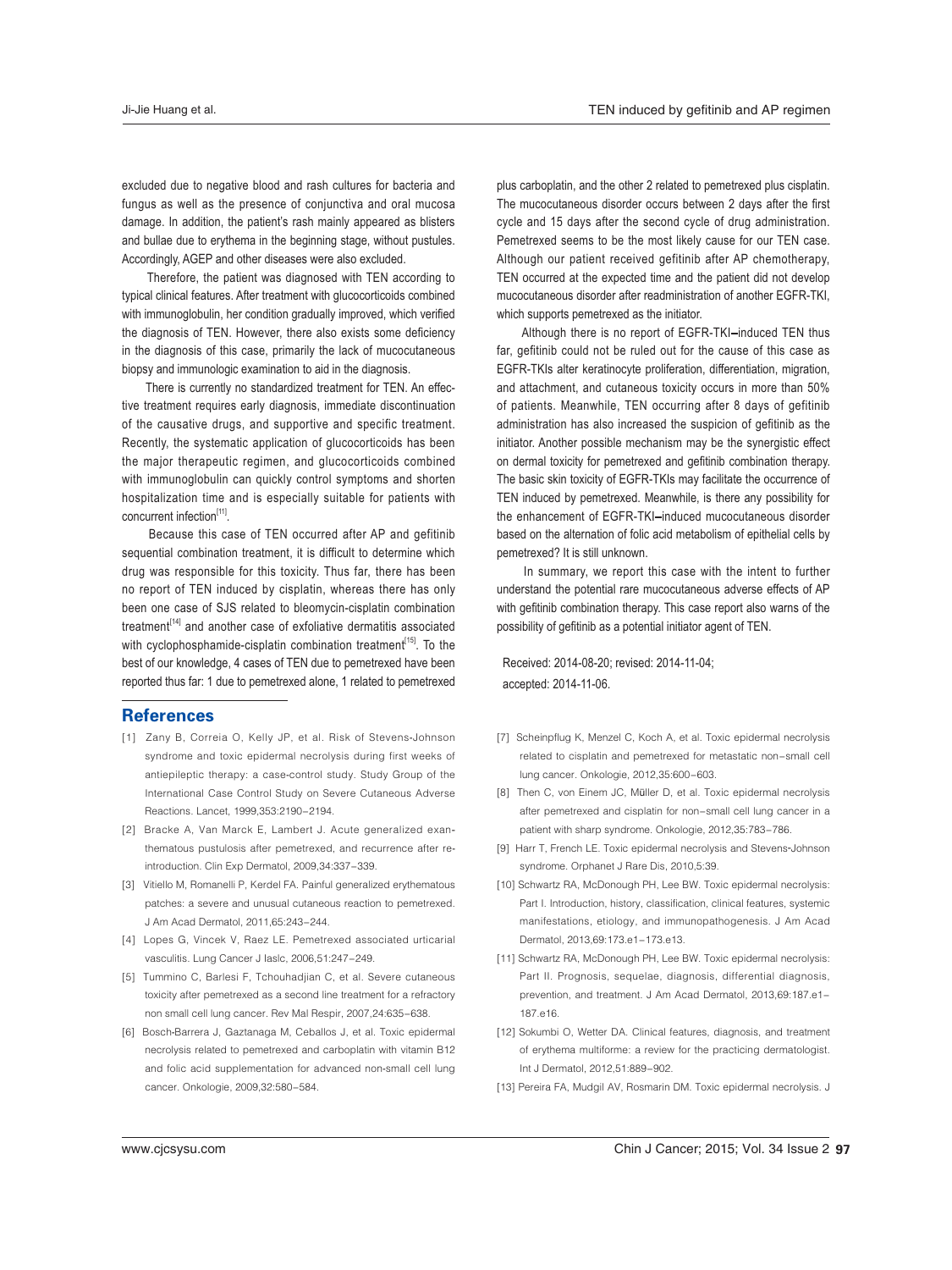excluded due to negative blood and rash cultures for bacteria and fungus as well as the presence of conjunctiva and oral mucosa damage. In addition, the patient's rash mainly appeared as blisters and bullae due to erythema in the beginning stage, without pustules. Accordingly, AGEP and other diseases were also excluded.

Therefore, the patient was diagnosed with TEN according to typical clinical features. After treatment with glucocorticoids combined with immunoglobulin, her condition gradually improved, which verified the diagnosis of TEN. However, there also exists some deficiency in the diagnosis of this case, primarily the lack of mucocutaneous biopsy and immunologic examination to aid in the diagnosis.

There is currently no standardized treatment for TEN. An effective treatment requires early diagnosis, immediate discontinuation of the causative drugs, and supportive and specific treatment. Recently, the systematic application of glucocorticoids has been the major therapeutic regimen, and glucocorticoids combined with immunoglobulin can quickly control symptoms and shorten hospitalization time and is especially suitable for patients with concurrent infection[11].

Because this case of TEN occurred after AP and gefitinib sequential combination treatment, it is difficult to determine which drug was responsible for this toxicity. Thus far, there has been no report of TEN induced by cisplatin, whereas there has only been one case of SJS related to bleomycin-cisplatin combination treatment[14] and another case of exfoliative dermatitis associated with cyclophosphamide-cisplatin combination treatment[15]. To the best of our knowledge, 4 cases of TEN due to pemetrexed have been reported thus far: 1 due to pemetrexed alone, 1 related to pemetrexed plus carboplatin, and the other 2 related to pemetrexed plus cisplatin. The mucocutaneous disorder occurs between 2 days after the first cycle and 15 days after the second cycle of drug administration. Pemetrexed seems to be the most likely cause for our TEN case. Although our patient received gefitinib after AP chemotherapy, TEN occurred at the expected time and the patient did not develop mucocutaneous disorder after readministration of another EGFR-TKI, which supports pemetrexed as the initiator.

Although there is no report of EGFR-TKI–induced TEN thus far, gefitinib could not be ruled out for the cause of this case as EGFR-TKIs alter keratinocyte proliferation, differentiation, migration, and attachment, and cutaneous toxicity occurs in more than 50% of patients. Meanwhile, TEN occurring after 8 days of gefitinib administration has also increased the suspicion of gefitinib as the initiator. Another possible mechanism may be the synergistic effect on dermal toxicity for pemetrexed and gefitinib combination therapy. The basic skin toxicity of EGFR-TKIs may facilitate the occurrence of TEN induced by pemetrexed. Meanwhile, is there any possibility for the enhancement of EGFR-TKI–induced mucocutaneous disorder based on the alternation of folic acid metabolism of epithelial cells by pemetrexed? It is still unknown.

In summary, we report this case with the intent to further understand the potential rare mucocutaneous adverse effects of AP with gefitinib combination therapy. This case report also warns of the possibility of gefitinib as a potential initiator agent of TEN.

Received: 2014-08-20; revised: 2014-11-04; accepted: 2014-11-06.

## References

[1] Zany B, Correia O, Kelly JP, et al. Risk of Stevens-Johnson syndrome and toxic epidermal necrolysis during first weeks of antiepileptic therapy: a case-control study. Study Group of the International Case Control Study on Severe Cutaneous Adverse Reactions. Lancet, 1999,353:2190–2194.

[2] Bracke A, Van Marck E, Lambert J. Acute generalized exanthematous pustulosis after pemetrexed, and recurrence after re-introduction. Clin Exp Dermatol, 2009,34:337–339.

[3] Vitiello M, Romanelli P, Kerdel FA. Painful generalized erythematous patches: a severe and unusual cutaneous reaction to pemetrexed. J Am Acad Dermatol, 2011,65:243–244.

[4] Lopes G, Vincek V, Raez LE. Pemetrexed associated urticarial vasculitis. Lung Cancer J Iaslc, 2006,51:247–249.

[5] Tummino C, Barlesi F, Tchouhadjian C, et al. Severe cutaneous toxicity after pemetrexed as a second line treatment for a refractory non small cell lung cancer. Rev Mal Respir, 2007,24:635–638.

[6] Bosch-Barrera J, Gaztanaga M, Ceballos J, et al. Toxic epidermal necrolysis related to pemetrexed and carboplatin with vitamin B12 and folic acid supplementation for advanced non-small cell lung cancer. Onkologie, 2009,32:580–584.

[7] Scheinpflug K, Menzel C, Koch A, et al. Toxic epidermal necrolysis related to cisplatin and pemetrexed for metastatic non–small cell lung cancer. Onkologie, 2012,35:600–603.

[8] Then C, von Einem JC, Müller D, et al. Toxic epidermal necrolysis after pemetrexed and cisplatin for non–small cell lung cancer in a patient with sharp syndrome. Onkologie, 2012,35:783–786.

[9] Harr T, French LE. Toxic epidermal necrolysis and Stevens-Johnson syndrome. Orphanet J Rare Dis, 2010,5:39.

[10] Schwartz RA, McDonough PH, Lee BW. Toxic epidermal necrolysis: Part I. Introduction, history, classification, clinical features, systemic manifestations, etiology, and immunopathogenesis. J Am Acad Dermatol, 2013,69:173.e1–173.e13.

[11] Schwartz RA, McDonough PH, Lee BW. Toxic epidermal necrolysis: Part II. Prognosis, sequelae, diagnosis, differential diagnosis, prevention, and treatment. J Am Acad Dermatol, 2013,69:187.e1–187.e16.

[12] Sokumbi O, Wetter DA. Clinical features, diagnosis, and treatment of erythema multiforme: a review for the practicing dermatologist. Int J Dermatol, 2012,51:889–902.

[13] Pereira FA, Mudgil AV, Rosmarin DM. Toxic epidermal necrolysis. J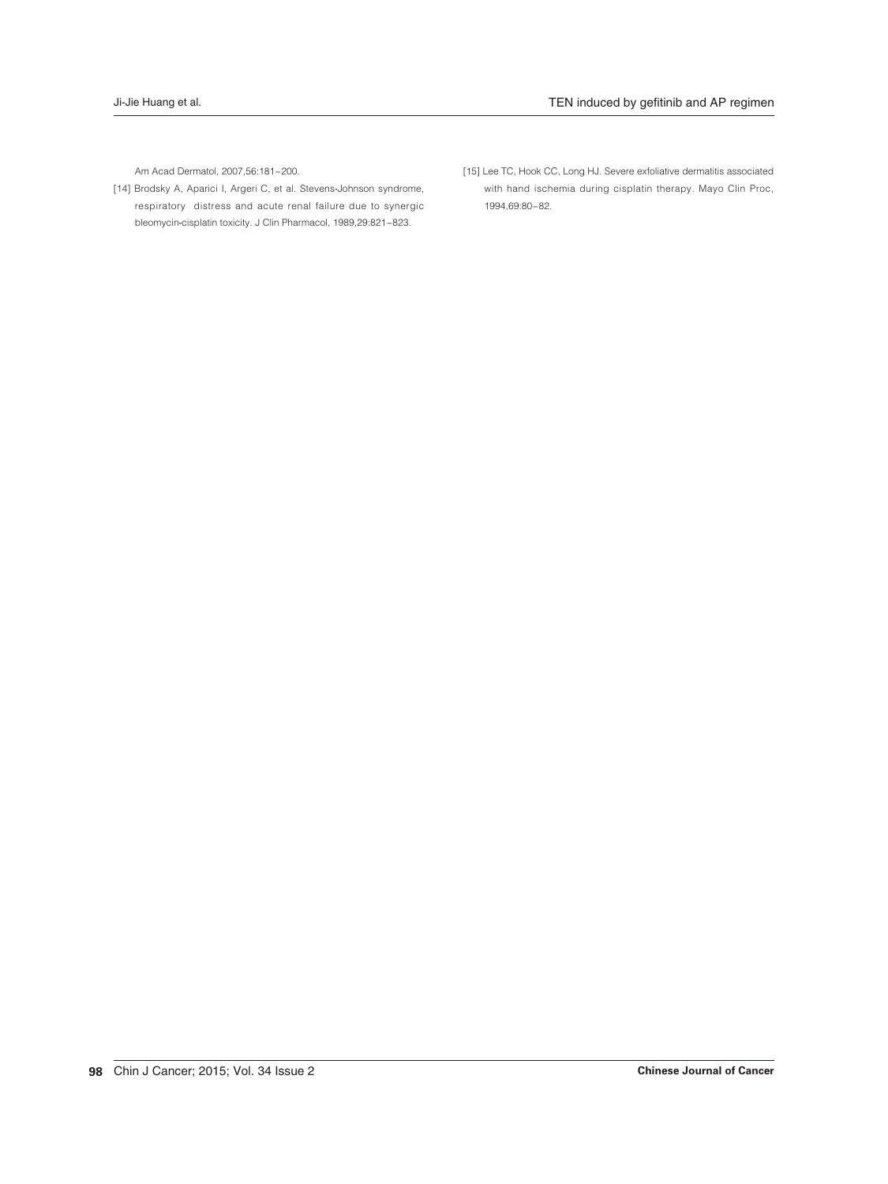Am Acad Dermatol, 2007,56:181–200.

[14] Brodsky A, Aparici I, Argeri C, et al. Stevens-Johnson syndrome, respiratory distress and acute renal failure due to synergic bleomycin-cisplatin toxicity. J Clin Pharmacol, 1989,29:821–823.

[15] Lee TC, Hook CC, Long HJ. Severe exfoliative dermatitis associated with hand ischemia during cisplatin therapy. Mayo Clin Proc, 1994,69:80–82.